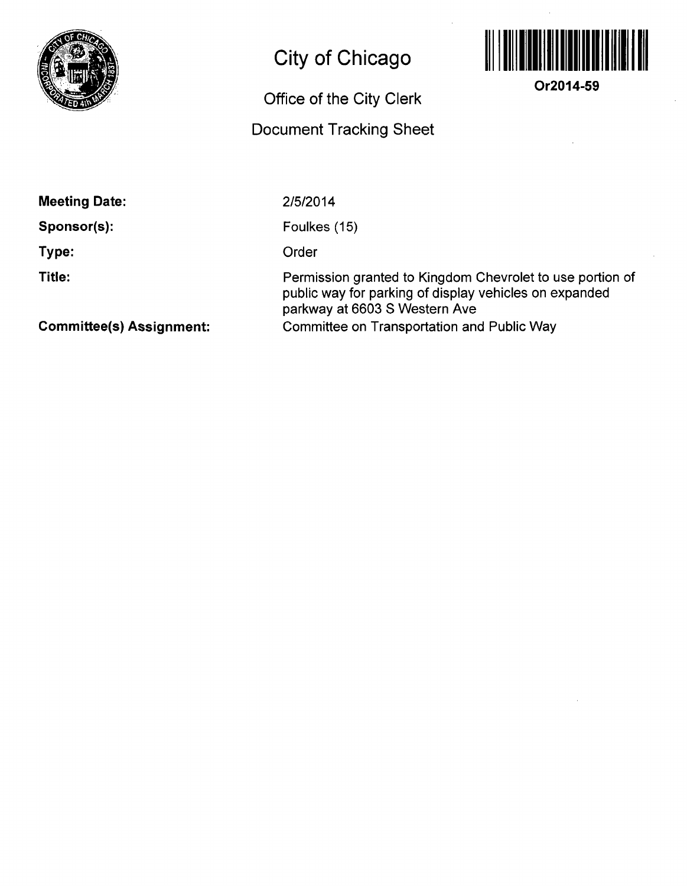# City of Chicago

## Office of the City Clerk

## Document Tracking Sheet

**Or2014-59**

**Meeting Date:** 2/5/2014

**Sponsor(s):** Foulkes (15)

**Type:** Order

**Title:** Permission granted to Kingdom Chevrolet to use portion of public way for parking of display vehicles on expanded parkway at 6603 S Western Ave

**Committee(s) Assignment:** Committee on Transportation and Public Way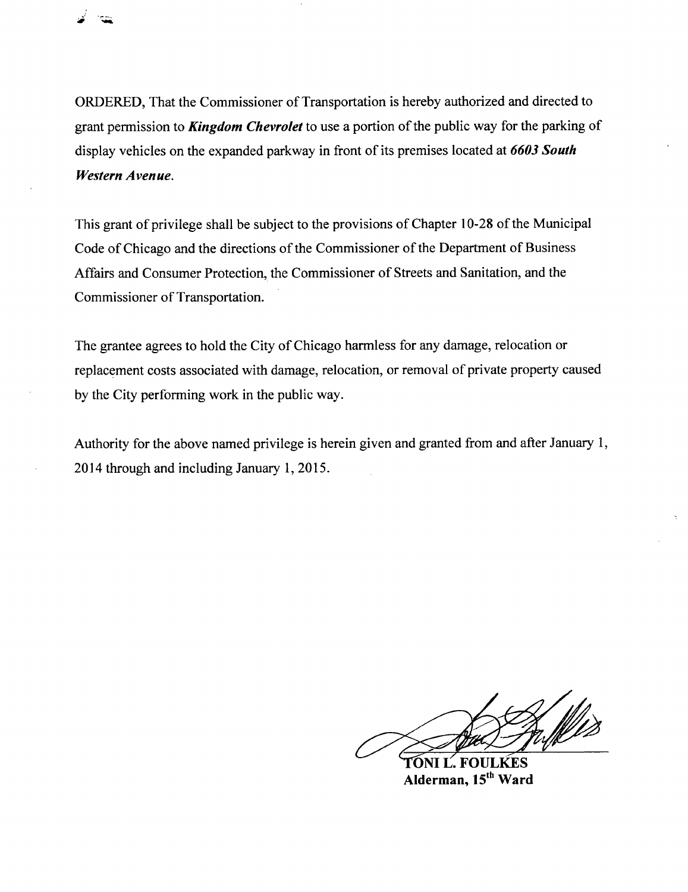ORDERED, That the Commissioner of Transportation is hereby authorized and directed to grant permission to ***Kingdom Chevrolet*** to use a portion of the public way for the parking of display vehicles on the expanded parkway in front of its premises located at ***6603 South Western Avenue***.

This grant of privilege shall be subject to the provisions of Chapter 10-28 of the Municipal Code of Chicago and the directions of the Commissioner of the Department of Business Affairs and Consumer Protection, the Commissioner of Streets and Sanitation, and the Commissioner of Transportation.

The grantee agrees to hold the City of Chicago harmless for any damage, relocation or replacement costs associated with damage, relocation, or removal of private property caused by the City performing work in the public way.

Authority for the above named privilege is herein given and granted from and after January 1, 2014 through and including January 1, 2015.

**TONI L. FOULKES**
**Alderman, 15th Ward**